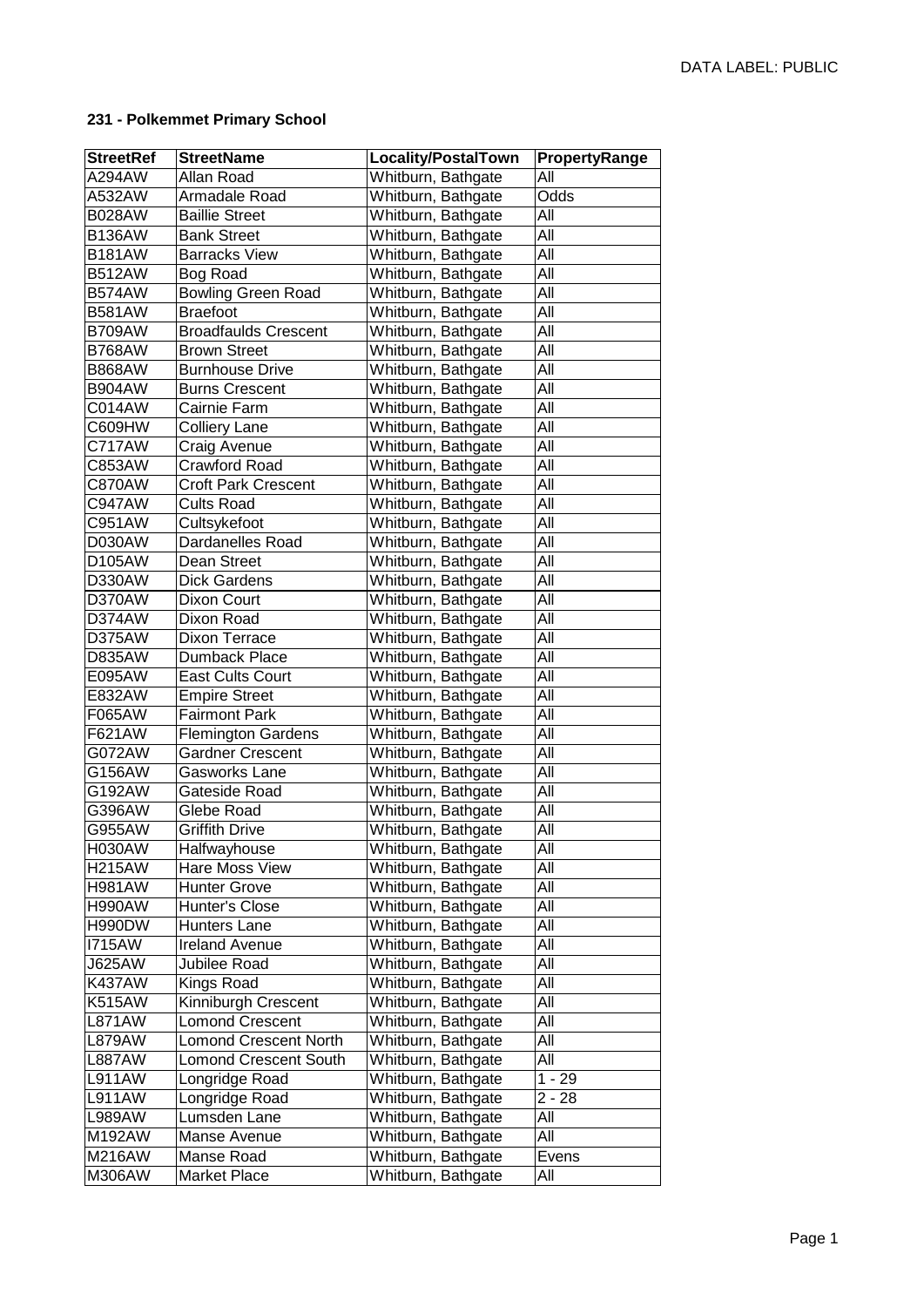DATA LABEL: PUBLIC

**231 - Polkemmet Primary School**

| StreetRef | StreetName | Locality/PostalTown | PropertyRange |
|---|---|---|---|
| A294AW | Allan Road | Whitburn, Bathgate | All |
| A532AW | Armadale Road | Whitburn, Bathgate | Odds |
| B028AW | Baillie Street | Whitburn, Bathgate | All |
| B136AW | Bank Street | Whitburn, Bathgate | All |
| B181AW | Barracks View | Whitburn, Bathgate | All |
| B512AW | Bog Road | Whitburn, Bathgate | All |
| B574AW | Bowling Green Road | Whitburn, Bathgate | All |
| B581AW | Braefoot | Whitburn, Bathgate | All |
| B709AW | Broadfaulds Crescent | Whitburn, Bathgate | All |
| B768AW | Brown Street | Whitburn, Bathgate | All |
| B868AW | Burnhouse Drive | Whitburn, Bathgate | All |
| B904AW | Burns Crescent | Whitburn, Bathgate | All |
| C014AW | Cairnie Farm | Whitburn, Bathgate | All |
| C609HW | Colliery Lane | Whitburn, Bathgate | All |
| C717AW | Craig Avenue | Whitburn, Bathgate | All |
| C853AW | Crawford Road | Whitburn, Bathgate | All |
| C870AW | Croft Park Crescent | Whitburn, Bathgate | All |
| C947AW | Cults Road | Whitburn, Bathgate | All |
| C951AW | Cultsykefoot | Whitburn, Bathgate | All |
| D030AW | Dardanelles Road | Whitburn, Bathgate | All |
| D105AW | Dean Street | Whitburn, Bathgate | All |
| D330AW | Dick Gardens | Whitburn, Bathgate | All |
| D370AW | Dixon Court | Whitburn, Bathgate | All |
| D374AW | Dixon Road | Whitburn, Bathgate | All |
| D375AW | Dixon Terrace | Whitburn, Bathgate | All |
| D835AW | Dumback Place | Whitburn, Bathgate | All |
| E095AW | East Cults Court | Whitburn, Bathgate | All |
| E832AW | Empire Street | Whitburn, Bathgate | All |
| F065AW | Fairmont Park | Whitburn, Bathgate | All |
| F621AW | Flemington Gardens | Whitburn, Bathgate | All |
| G072AW | Gardner Crescent | Whitburn, Bathgate | All |
| G156AW | Gasworks Lane | Whitburn, Bathgate | All |
| G192AW | Gateside Road | Whitburn, Bathgate | All |
| G396AW | Glebe Road | Whitburn, Bathgate | All |
| G955AW | Griffith Drive | Whitburn, Bathgate | All |
| H030AW | Halfwayhouse | Whitburn, Bathgate | All |
| H215AW | Hare Moss View | Whitburn, Bathgate | All |
| H981AW | Hunter Grove | Whitburn, Bathgate | All |
| H990AW | Hunter's Close | Whitburn, Bathgate | All |
| H990DW | Hunters Lane | Whitburn, Bathgate | All |
| I715AW | Ireland Avenue | Whitburn, Bathgate | All |
| J625AW | Jubilee Road | Whitburn, Bathgate | All |
| K437AW | Kings Road | Whitburn, Bathgate | All |
| K515AW | Kinniburgh Crescent | Whitburn, Bathgate | All |
| L871AW | Lomond Crescent | Whitburn, Bathgate | All |
| L879AW | Lomond Crescent North | Whitburn, Bathgate | All |
| L887AW | Lomond Crescent South | Whitburn, Bathgate | All |
| L911AW | Longridge Road | Whitburn, Bathgate | 1 - 29 |
| L911AW | Longridge Road | Whitburn, Bathgate | 2 - 28 |
| L989AW | Lumsden Lane | Whitburn, Bathgate | All |
| M192AW | Manse Avenue | Whitburn, Bathgate | All |
| M216AW | Manse Road | Whitburn, Bathgate | Evens |
| M306AW | Market Place | Whitburn, Bathgate | All |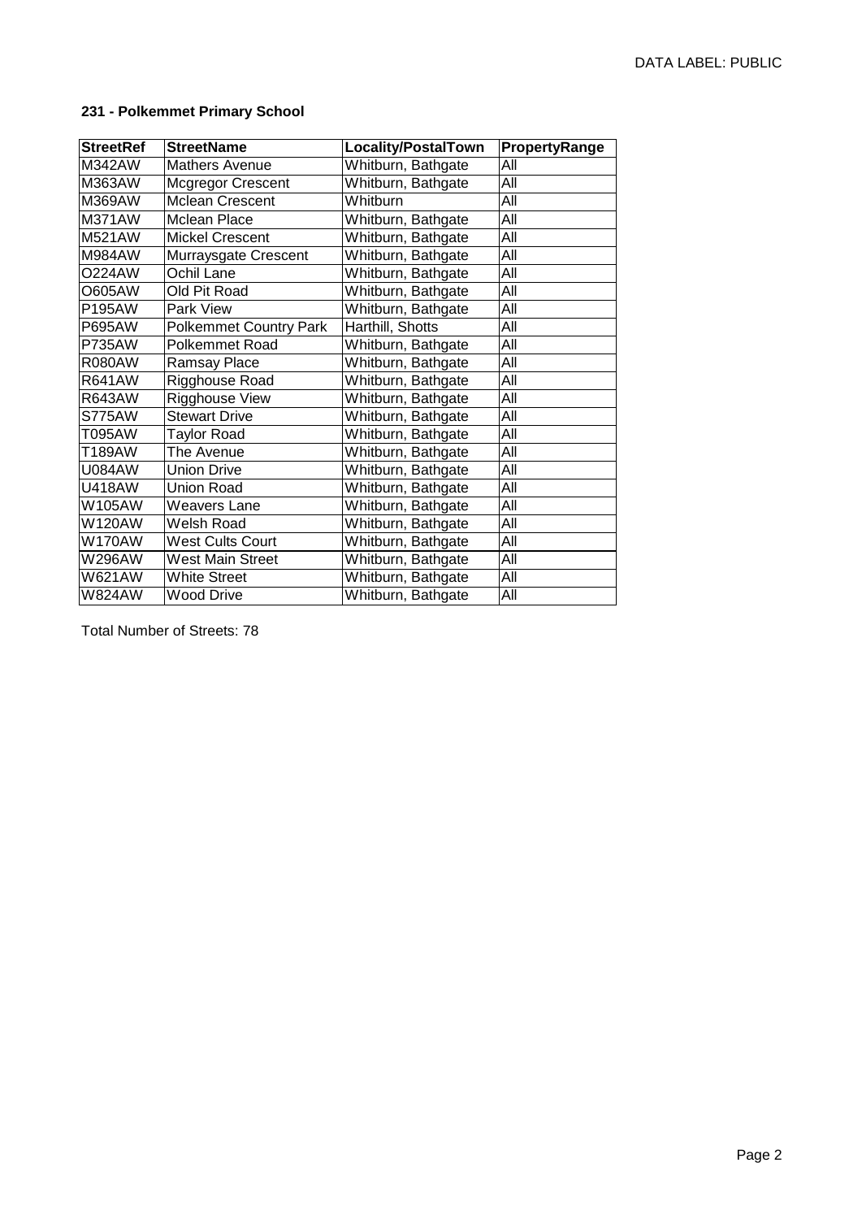**231 - Polkemmet Primary School**

| StreetRef | StreetName | Locality/PostalTown | PropertyRange |
|---|---|---|---|
| M342AW | Mathers Avenue | Whitburn, Bathgate | All |
| M363AW | Mcgregor Crescent | Whitburn, Bathgate | All |
| M369AW | Mclean Crescent | Whitburn | All |
| M371AW | Mclean Place | Whitburn, Bathgate | All |
| M521AW | Mickel Crescent | Whitburn, Bathgate | All |
| M984AW | Murraysgate Crescent | Whitburn, Bathgate | All |
| O224AW | Ochil Lane | Whitburn, Bathgate | All |
| O605AW | Old Pit Road | Whitburn, Bathgate | All |
| P195AW | Park View | Whitburn, Bathgate | All |
| P695AW | Polkemmet Country Park | Harthill, Shotts | All |
| P735AW | Polkemmet Road | Whitburn, Bathgate | All |
| R080AW | Ramsay Place | Whitburn, Bathgate | All |
| R641AW | Rigghouse Road | Whitburn, Bathgate | All |
| R643AW | Rigghouse View | Whitburn, Bathgate | All |
| S775AW | Stewart Drive | Whitburn, Bathgate | All |
| T095AW | Taylor Road | Whitburn, Bathgate | All |
| T189AW | The Avenue | Whitburn, Bathgate | All |
| U084AW | Union Drive | Whitburn, Bathgate | All |
| U418AW | Union Road | Whitburn, Bathgate | All |
| W105AW | Weavers Lane | Whitburn, Bathgate | All |
| W120AW | Welsh Road | Whitburn, Bathgate | All |
| W170AW | West Cults Court | Whitburn, Bathgate | All |
| W296AW | West Main Street | Whitburn, Bathgate | All |
| W621AW | White Street | Whitburn, Bathgate | All |
| W824AW | Wood Drive | Whitburn, Bathgate | All |

Total Number of Streets: 78